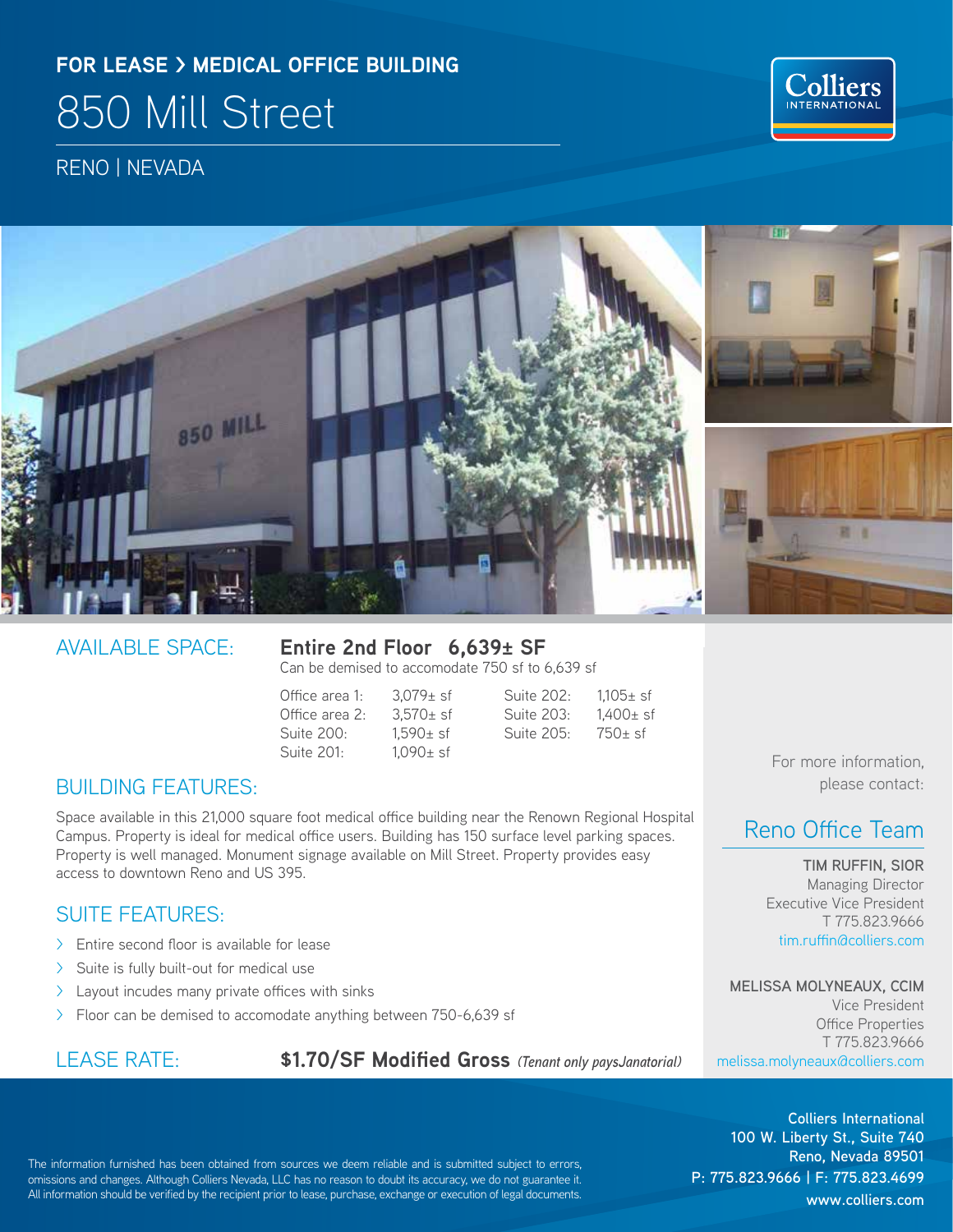**FOR LEASE > MEDICAL OFFICE BUILDING**

# 850 Mill Street

RENO | NEVADA

Colliers INTERNATIONAL

## AVAILABLE SPACE:

**Entire 2nd Floor 6,639± SF**

Can be demised to accomodate 750 sf to 6,639 sf

| | | | |
|---|---|---|---|
| Office area 1: | 3,079± sf | Suite 202: | 1,105± sf |
| Office area 2: | 3,570± sf | Suite 203: | 1,400± sf |
| Suite 200: | 1,590± sf | Suite 205: | 750± sf |
| Suite 201: | 1,090± sf | | |

## BUILDING FEATURES:

Space available in this 21,000 square foot medical office building near the Renown Regional Hospital Campus. Property is ideal for medical office users. Building has 150 surface level parking spaces. Property is well managed. Monument signage available on Mill Street. Property provides easy access to downtown Reno and US 395.

## SUITE FEATURES:

- Entire second floor is available for lease
- Suite is fully built-out for medical use
- Layout incudes many private offices with sinks
- Floor can be demised to accomodate anything between 750-6,639 sf

## LEASE RATE:

**$1.70/SF Modified Gross** *(Tenant only paysJanatorial)*

For more information, please contact:

## Reno Office Team

**TIM RUFFIN, SIOR**
Managing Director
Executive Vice President
T 775.823.9666
tim.ruffin@colliers.com

**MELISSA MOLYNEAUX, CCIM**
Vice President
Office Properties
T 775.823.9666
melissa.molyneaux@colliers.com

**Colliers International**
**100 W. Liberty St., Suite 740**
**Reno, Nevada 89501**
**P: 775.823.9666 | F: 775.823.4699**
**www.colliers.com**

The information furnished has been obtained from sources we deem reliable and is submitted subject to errors, omissions and changes. Although Colliers Nevada, LLC has no reason to doubt its accuracy, we do not guarantee it. All information should be verified by the recipient prior to lease, purchase, exchange or execution of legal documents.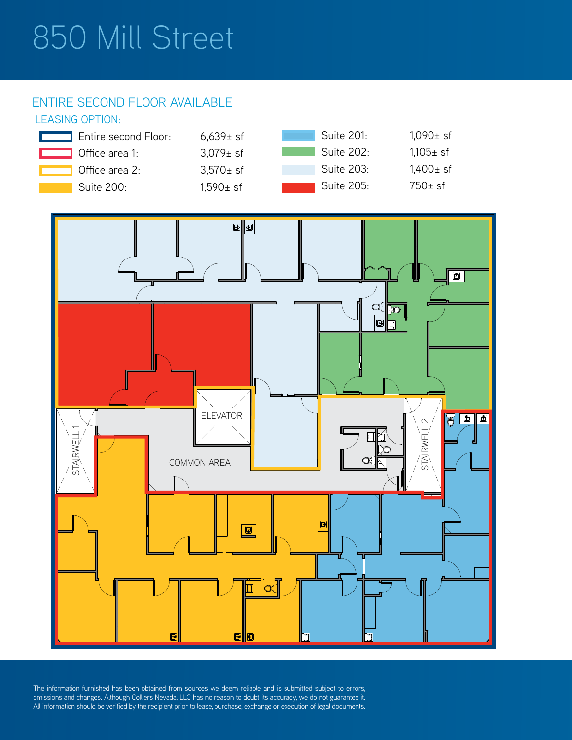# 850 Mill Street

## ENTIRE SECOND FLOOR AVAILABLE

### LEASING OPTION:

| Option | Size | Suite | Size |
|---|---|---|---|
| Entire second Floor: | 6,639± sf | Suite 201: | 1,090± sf |
| Office area 1: | 3,079± sf | Suite 202: | 1,105± sf |
| Office area 2: | 3,570± sf | Suite 203: | 1,400± sf |
| Suite 200: | 1,590± sf | Suite 205: | 750± sf |

ELEVATOR

STAIRWELL 1

STAIRWELL 2

COMMON AREA

The information furnished has been obtained from sources we deem reliable and is submitted subject to errors, omissions and changes. Although Colliers Nevada, LLC has no reason to doubt its accuracy, we do not guarantee it. All information should be verified by the recipient prior to lease, purchase, exchange or execution of legal documents.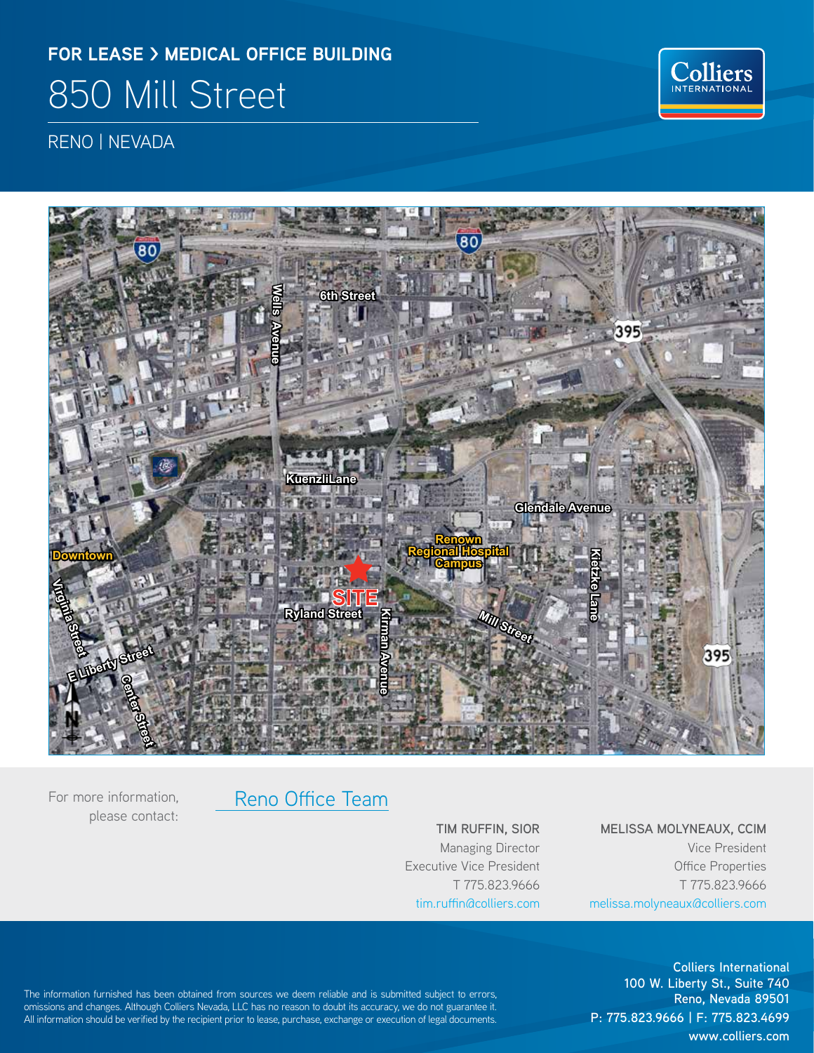**FOR LEASE > MEDICAL OFFICE BUILDING**

# 850 Mill Street

RENO | NEVADA

80
80
395
395
Wells Avenue
6th Street
KuenzliLane
Glendale Avenue
Downtown
Renown Regional Hospital Campus
SITE
Ryland Street
Kirman Avenue
Mill Street
Kietzke Lane
Virginia Street
E Liberty Street
Center Street
N

For more information, please contact:

## Reno Office Team

**TIM RUFFIN, SIOR**
Managing Director
Executive Vice President
T 775.823.9666
tim.ruffin@colliers.com

**MELISSA MOLYNEAUX, CCIM**
Vice President
Office Properties
T 775.823.9666
melissa.molyneaux@colliers.com

The information furnished has been obtained from sources we deem reliable and is submitted subject to errors, omissions and changes. Although Colliers Nevada, LLC has no reason to doubt its accuracy, we do not guarantee it. All information should be verified by the recipient prior to lease, purchase, exchange or execution of legal documents.

**Colliers International**
100 W. Liberty St., Suite 740
Reno, Nevada 89501
P: 775.823.9666 | F: 775.823.4699
www.colliers.com